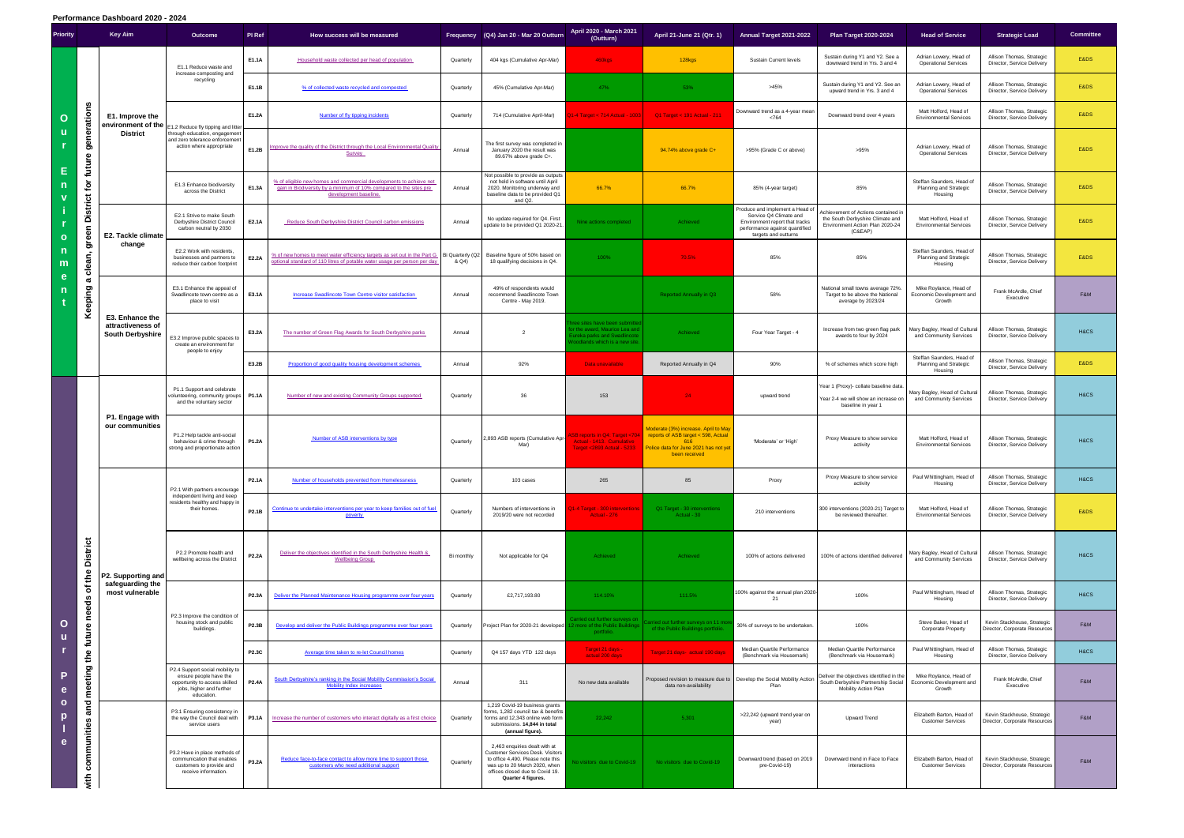## Performance Dashboard 2020 - 2024

| Priority | | Key Aim | Outcome | PI Ref | How success will be measured | Frequency | (Q4) Jan 20 - Mar 20 Outturn | April 2020 - March 2021 (Outturn) | April 21-June 21 (Qtr. 1) | Annual Target 2021-2022 | Plan Target 2020-2024 | Head of Service | Strategic Lead | Committee |
|---|---|---|---|---|---|---|---|---|---|---|---|---|---|---|
| Our Environment | Keeping a clean, green District for future generations | E1. Improve the environment of the District | E1.1 Reduce waste and increase composting and recycling | E1.1A | Household waste collected per head of population | Quarterly | 404 kgs (Cumulative Apr-Mar) | 468kgs | 128kgs | Sustain Current levels | Sustain during Y1 and Y2. See a downward trend in Yrs. 3 and 4 | Adrian Lowery, Head of Operational Services | Allison Thomas, Strategic Director, Service Delivery | E&DS |
| | | | | E1.1B | % of collected waste recycled and composted | Quarterly | 45% (Cumulative Apr-Mar) | 47% | 53% | >45% | Sustain during Y1 and Y2. See an upward trend in Yrs. 3 and 4 | Adrian Lowery, Head of Operational Services | Allison Thomas, Strategic Director, Service Delivery | E&DS |
| | | | E1.2 Reduce fly tipping and litter through education, engagement and zero tolerance enforcement action where appropriate | E1.2A | Number of fly tipping incidents | Quarterly | 714 (Cumulative April-Mar) | Q1-4 Target < 714 Actual - 1003 | Q1 Target < 191 Actual - 211 | Downward trend as a 4-year mean <764 | Downward trend over 4 years | Matt Holford, Head of Environmental Services | Allison Thomas, Strategic Director, Service Delivery | E&DS |
| | | | | E1.2B | Improve the quality of the District through the Local Environmental Quality Survey | Annual | The first survey was completed in January 2020 the result was 89.67% above grade C+. | | 94.74% above grade C+ | >95% (Grade C or above) | >95% | Adrian Lowery, Head of Operational Services | Allison Thomas, Strategic Director, Service Delivery | E&DS |
| | | | E1.3 Enhance biodiversity across the District | E1.3A | % of eligible new homes and commercial developments to achieve net gain in Biodiversity by a minimum of 10% compared to the sites pre development baseline. | Annual | Not possible to provide as outputs not held in software until April 2020. Monitoring underway and baseline data to be provided Q1 and Q2. | 66.7% | 66.7% | 85% (4-year target) | 85% | Steffan Saunders, Head of Planning and Strategic Housing | Allison Thomas, Strategic Director, Service Delivery | E&DS |
| | | E2. Tackle climate change | E2.1 Strive to make South Derbyshire District Council carbon neutral by 2030 | E2.1A | Reduce South Derbyshire District Council carbon emissions | Annual | No update required for Q4. First update to be provided Q1 2020-21. | Nine actions completed | Achieved | Produce and implement a Head of Service Q4 Climate and Environment report that tracks performance against quantified targets and outturns | Achievement of Actions contained in the South Derbyshire Climate and Environment Action Plan 2020-24 (C&EAP) | Matt Holford, Head of Environmental Services | Allison Thomas, Strategic Director, Service Delivery | E&DS |
| | | | E2.2 Work with residents, businesses and partners to reduce their carbon footprint | E2.2A | % of new homes to meet water efficiency targets as set out in the Part G optional standard of 110 litres of potable water usage per person per day | Bi Quarterly (Q2 & Q4) | Baseline figure of 50% based on 18 qualifying decisions in Q4. | 100% | 70.5% | 85% | 85% | Steffan Saunders, Head of Planning and Strategic Housing | Allison Thomas, Strategic Director, Service Delivery | E&DS |
| | | E3. Enhance the attractiveness of South Derbyshire | E3.1 Enhance the appeal of Swadlincote town centre as a place to visit | E3.1A | Increase Swadlincote Town Centre visitor satisfaction | Annual | 49% of respondents would recommend Swadlincote Town Centre - May 2019. | | Reported Annually in Q3 | 58% | National small towns average 72%. Target to be above the National average by 2023/24 | Mike Roylance, Head of Economic Development and Growth | Frank McArdle, Chief Executive | F&M |
| | | | E3.2 Improve public spaces to create an environment for people to enjoy | E3.2A | The number of Green Flag Awards for South Derbyshire parks | Annual | 2 | Three sites have been submitted for the award, Maurice Lea and Eureka parks and Swadlincote Woodlands which is a new site. | Achieved | Four Year Target - 4 | Increase from two green flag park awards to four by 2024 | Mary Bagley, Head of Cultural and Community Services | Allison Thomas, Strategic Director, Service Delivery | H&CS |
| | | | | E3.2B | Proportion of good quality housing development schemes | Annual | 92% | Data unavailable | Reported Annually in Q4 | 90% | % of schemes which score high | Steffan Saunders, Head of Planning and Strategic Housing | Allison Thomas, Strategic Director, Service Delivery | E&DS |
| Our People | with communities and meeting the future needs of the District | P1. Engage with our communities | P1.1 Support and celebrate volunteering, community groups and the voluntary sector | P1.1A | Number of new and existing Community Groups supported | Quarterly | 36 | 153 | 24 | upward trend | Year 1 (Proxy)- collate baseline data. Year 2-4 we will show an increase on baseline in year 1 | Mary Bagley, Head of Cultural and Community Services | Allison Thomas, Strategic Director, Service Delivery | H&CS |
| | | | P1.2 Help tackle anti-social behaviour & crime through strong and proportionate action | P1.2A | Number of ASB interventions by type | Quarterly | 2,893 ASB reports (Cumulative Apr-Mar) | ASB reports in Q4, Target <704 Actual - 1413. Cumulative Target <2893 Actual - 5233 | Moderate (3%) increase. April to May reports of ASB target < 598, Actual 616. Police data for June 2021 has not yet been received | 'Moderate' or 'High' | Proxy Measure to show service activity | Matt Holford, Head of Environmental Services | Allison Thomas, Strategic Director, Service Delivery | H&CS |
| | | P2. Supporting and safeguarding the most vulnerable | P2.1 With partners encourage independent living and keep residents healthy and happy in their homes. | P2.1A | Number of households prevented from Homelessness | Quarterly | 103 cases | 265 | 85 | Proxy | Proxy Measure to show service activity | Paul Whittingham, Head of Housing | Allison Thomas, Strategic Director, Service Delivery | H&CS |
| | | | | P2.1B | Continue to undertake interventions per year to keep families out of fuel poverty. | Quarterly | Numbers of interventions in 2019/20 were not recorded | Q1-4 Target - 300 interventions Actual - 375 | Q1 Target - 30 interventions Actual - 30 | 210 interventions | 300 interventions (2020-21) Target to be reviewed thereafter. | Matt Holford, Head of Environmental Services | Allison Thomas, Strategic Director, Service Delivery | E&DS |
| | | | P2.2 Promote health and wellbeing across the District | P2.2A | Deliver the objectives identified in the South Derbyshire Health & Wellbeing Group. | Bi monthly | Not applicable for Q4 | Achieved | Achieved | 100% of actions delivered | 100% of actions identified delivered | Mary Bagley, Head of Cultural and Community Services | Allison Thomas, Strategic Director, Service Delivery | H&CS |
| | | | P2.3 Improve the condition of housing stock and public buildings. | P2.3A | Deliver the Planned Maintenance Housing programme over four years | Quarterly | £2,717,193.80 | 114.10% | 111.5% | 100% against the annual plan 2020-21 | 100% | Paul Whittingham, Head of Housing | Allison Thomas, Strategic Director, Service Delivery | H&CS |
| | | | | P2.3B | Develop and deliver the Public Buildings programme over four years | Quarterly | Project Plan for 2020-21 developed | Carried out further surveys on 12 more of the Public Buildings portfolio. | Carried out further surveys on 11 more of the Public Buildings portfolio. | 30% of surveys to be undertaken. | 100% | Steve Baker, Head of Corporate Property | Kevin Stackhouse, Strategic Director, Corporate Resources | F&M |
| | | | | P2.3C | Average time taken to re-let Council homes | Quarterly | Q4 157 days YTD 122 days | Target 21 days - actual 200 days | Target 11 days- actual 190 days | Median Quartile Performance (Benchmark via Housemark) | Median Quartile Performance (Benchmark via Housemark) | Paul Whittingham, Head of Housing | Allison Thomas, Strategic Director, Service Delivery | H&CS |
| | | | P2.4 Support social mobility to ensure people have the opportunity to access skilled jobs, higher and further education. | P2.4A | South Derbyshire's ranking in the Social Mobility Commission's Social Mobility Index increases | Annual | 311 | No new data available | Proposed revision to measure due to data non-availability | Develop the Social Mobility Action Plan | Deliver the objectives identified in the South Derbyshire Partnership Social Mobility Action Plan | Mike Roylance, Head of Economic Development and Growth | Frank McArdle, Chief Executive | F&M |
| | | | P3.1 Ensuring consistency in the way the Council deal with service users | P3.1A | Increase the number of customers who interact digitally as a first choice | Quarterly | 1,219 Covid-19 business grants forms, 1,282 council tax & benefits forms and 12,343 online web form submissions. **14,844 in total (annual figure).** | 22,242 | 5,301 | >22,242 (upward trend year on year) | Upward Trend | Elizabeth Barton, Head of Customer Services | Kevin Stackhouse, Strategic Director, Corporate Resources | F&M |
| | | | P3.2 Have in place methods of communication that enables customers to provide and receive information. | P3.2A | Reduce face-to-face contact to allow more time to support those customers who need additional support | Quarterly | 2,463 enquiries dealt with at Customer Services Desk. Visitors to office 4,490. Please note this was up to 20 March 2020, when offices closed due to Covid 19. **Quarter 4 figures.** | No visitors due to Covid-19 | No visitors due to Covid-19 | Downward trend (based on 2019 pre-Covid-19) | Downward trend in Face to Face interactions | Elizabeth Barton, Head of Customer Services | Kevin Stackhouse, Strategic Director, Corporate Resources | F&M |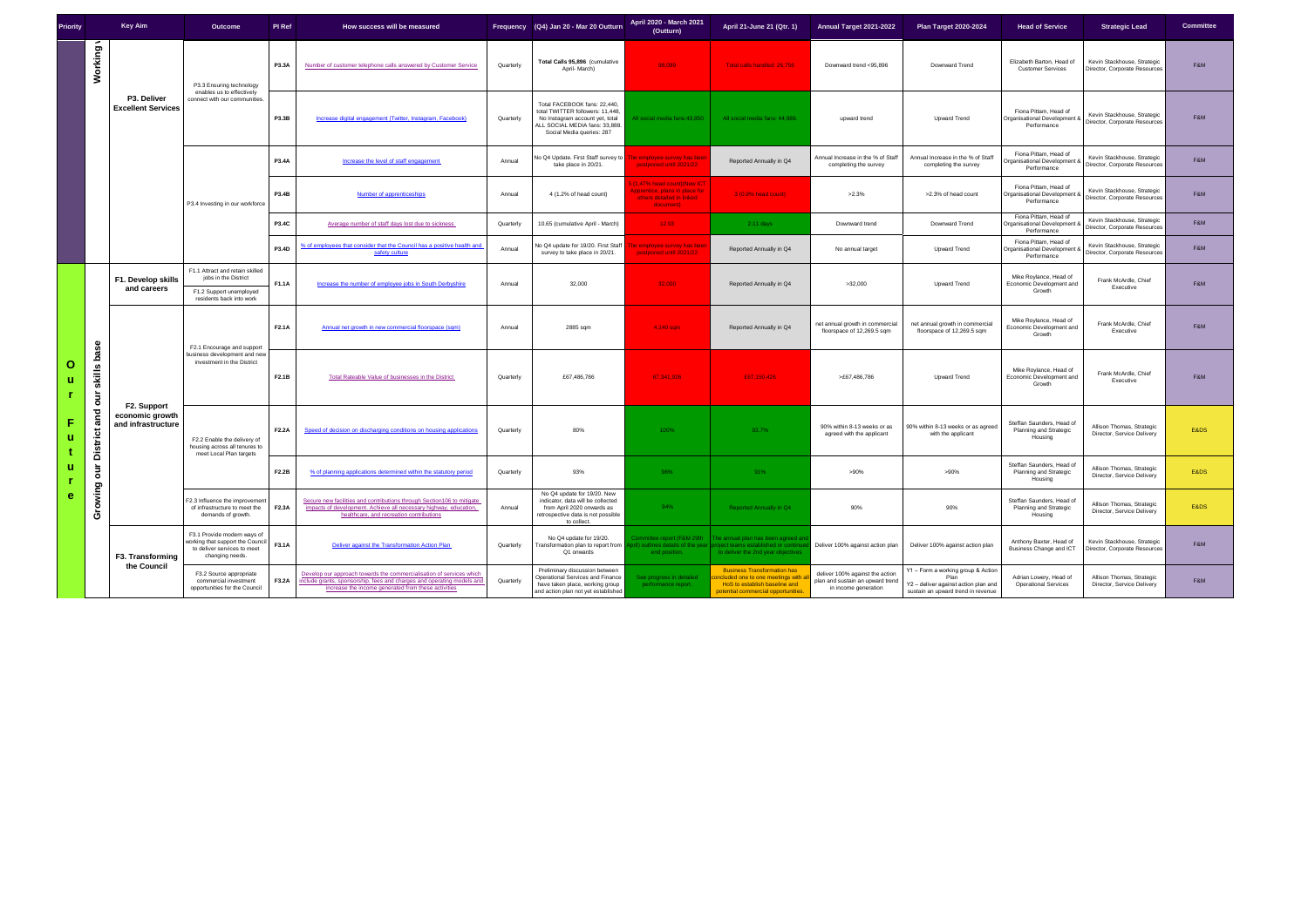| Priority | | Key Aim | Outcome | PI Ref | How success will be measured | Frequency | (Q4) Jan 20 - Mar 20 Outturn | April 2020 - March 2021 (Outturn) | April 21-June 21 (Qtr. 1) | Annual Target 2021-2022 | Plan Target 2020-2024 | Head of Service | Strategic Lead | Committee |
|---|---|---|---|---|---|---|---|---|---|---|---|---|---|---|
| | Working \ | P3. Deliver Excellent Services | P3.3 Ensuring technology enables us to effectively connect with our communities. | P3.3A | Number of customer telephone calls answered by Customer Service | Quarterly | Total Calls 95,896 (cumulative April- March) | 56,699 | Total calls handled: 24,756 | Downward trend <95,896 | Downward Trend | Elizabeth Barton, Head of Customer Services | Kevin Stackhouse, Strategic Director, Corporate Resources | F&M |
| | | | | P3.3B | Increase digital engagement (Twitter, Instagram, Facebook) | Quarterly | Total FACEBOOK fans: 22,440, total TWITTER followers: 11,448, No Instagram account yet, total ALL SOCIAL MEDIA fans: 33,888. Social Media queries: 287 | All social media fans:43,850 | All social media fans: 44,980 | upward trend | Upward Trend | Fiona Pittam, Head of Organisational Development & Performance | Kevin Stackhouse, Strategic Director, Corporate Resources | F&M |
| | | | P3.4 Investing in our workforce | P3.4A | Increase the level of staff engagement | Annual | No Q4 Update. First Staff survey to take place in 20/21. | The employee survey has been postponed until 2021/22 | Reported Annually in Q4 | Annual Increase in the % of Staff completing the survey | Annual Increase in the % of Staff completing the survey | Fiona Pittam, Head of Organisational Development & Performance | Kevin Stackhouse, Strategic Director, Corporate Resources | F&M |
| | | | | P3.4B | Number of apprenticeships | Annual | 4 (1.2% of head count) | 5 (1.47% head count) (New ICT Apprentice, plans in place for others detailed in linked document) | 3 (0.9% head count) | >2.3% | >2.3% of head count | Fiona Pittam, Head of Organisational Development & Performance | Kevin Stackhouse, Strategic Director, Corporate Resources | F&M |
| | | | | P3.4C | Average number of staff days lost due to sickness | Quarterly | 10.65 (cumulative April - March) | 12.92 | 2.11 days | Downward trend | Downward Trend | Fiona Pittam, Head of Organisational Development & Performance | Kevin Stackhouse, Strategic Director, Corporate Resources | F&M |
| | | | | P3.4D | % of employees that consider that the Council has a positive health and safety culture | Annual | No Q4 update for 19/20. First Staff survey to take place in 20/21. | The employee survey has been postponed until 2021/22 | Reported Annually in Q4 | No annual target | Upward Trend | Fiona Pittam, Head of Organisational Development & Performance | Kevin Stackhouse, Strategic Director, Corporate Resources | F&M |
| Our Future | Growing our District and our skills base | F1. Develop skills and careers | F1.1 Attract and retain skilled jobs in the District<br>F1.2 Support unemployed residents back into work | F1.1A | Increase the number of employee jobs in South Derbyshire | Annual | 32,000 | 32,000 | Reported Annually in Q4 | >32,000 | Upward Trend | Mike Roylance, Head of Economic Development and Growth | Frank McArdle, Chief Executive | F&M |
| | | F2. Support economic growth and infrastructure | F2.1 Encourage and support business development and new investment in the District | F2.1A | Annual net growth in new commercial floorspace (sqm) | Annual | 2885 sqm | 4,140 sqm | Reported Annually in Q4 | net annual growth in commercial floorspace of 12,269.5 sqm | net annual growth in commercial floorspace of 12,269.5 sqm | Mike Roylance, Head of Economic Development and Growth | Frank McArdle, Chief Executive | F&M |
| | | | | F2.1B | Total Rateable Value of businesses in the District | Quarterly | £67,486,786 | £7,341,726 | £67,150,426 | >£67,486,786 | Upward Trend | Mike Roylance, Head of Economic Development and Growth | Frank McArdle, Chief Executive | F&M |
| | | | F2.2 Enable the delivery of housing across all tenures to meet Local Plan targets | F2.2A | Speed of decision on discharging conditions on housing applications | Quarterly | 80% | 100% | 93.7% | 90% within 8-13 weeks or as agreed with the applicant | 90% within 8-13 weeks or as agreed with the applicant | Steffan Saunders, Head of Planning and Strategic Housing | Allison Thomas, Strategic Director, Service Delivery | E&DS |
| | | | | F2.2B | % of planning applications determined within the statutory period | Quarterly | 93% | 98% | 91% | >90% | >90% | Steffan Saunders, Head of Planning and Strategic Housing | Allison Thomas, Strategic Director, Service Delivery | E&DS |
| | | | F2.3 Influence the improvement of infrastructure to meet the demands of growth. | F2.3A | Secure new facilities and contributions through Section106 to mitigate impacts of development. Achieve all necessary highway, education, healthcare, and recreation contributions | Annual | No Q4 update for 19/20. New indicator, data will be collected from April 2020 onwards as retrospective data is not possible to collect. | 94% | Reported Annually in Q4 | 90% | 90% | Steffan Saunders, Head of Planning and Strategic Housing | Allison Thomas, Strategic Director, Service Delivery | E&DS |
| | | F3. Transforming the Council | F3.1 Provide modern ways of working that support the Council to deliver services to meet changing needs. | F3.1A | Deliver against the Transformation Action Plan | Quarterly | No Q4 update for 19/20. Transformation plan to report from Q1 onwards | Committee report (F&M 29th April) outlines details of the year and position. | The annual plan has been agreed and project teams established or continued to deliver the 2nd year objectives | Deliver 100% against action plan | Deliver 100% against action plan | Anthony Baxter, Head of Business Change and ICT | Kevin Stackhouse, Strategic Director, Corporate Resources | F&M |
| | | | F3.2 Source appropriate commercial investment opportunities for the Council | F3.2A | Develop our approach towards the commercialisation of services which include grants, sponsorship, fees and charges and operating models and increase the income generated from these activities | Quarterly | Preliminary discussion between Operational Services and Finance have taken place, working group and action plan not yet established | See progress in detailed performance report. | Business Transformation has concluded one to one meetings with all HoS to establish baseline and potential commercial opportunities. | deliver 100% against the action plan and sustain an upward trend in income generation | Y1 – Form a working group & Action Plan<br>Y2 – deliver against action plan and sustain an upward trend in revenue | Adrian Lowery, Head of Operational Services | Allison Thomas, Strategic Director, Service Delivery | F&M |